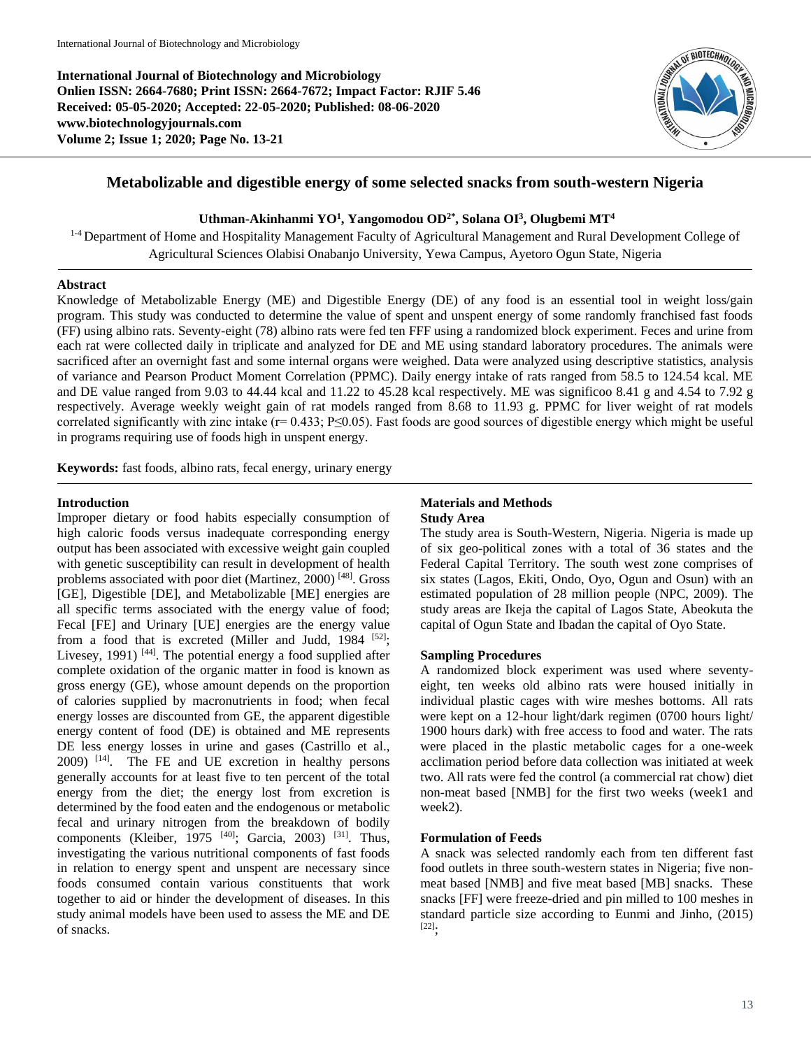**International Journal of Biotechnology and Microbiology**
**Onlien ISSN: 2664-7680; Print ISSN: 2664-7672; Impact Factor: RJIF 5.46**
**Received: 05-05-2020; Accepted: 22-05-2020; Published: 08-06-2020**
**www.biotechnologyjournals.com**
**Volume 2; Issue 1; 2020; Page No. 13-21**

# Metabolizable and digestible energy of some selected snacks from south-western Nigeria

**Uthman-Akinhanmi YO[1], Yangomodou OD[2*], Solana OI[3], Olugbemi MT[4]**

[1-4] Department of Home and Hospitality Management Faculty of Agricultural Management and Rural Development College of Agricultural Sciences Olabisi Onabanjo University, Yewa Campus, Ayetoro Ogun State, Nigeria

## Abstract

Knowledge of Metabolizable Energy (ME) and Digestible Energy (DE) of any food is an essential tool in weight loss/gain program. This study was conducted to determine the value of spent and unspent energy of some randomly franchised fast foods (FF) using albino rats. Seventy-eight (78) albino rats were fed ten FFF using a randomized block experiment. Feces and urine from each rat were collected daily in triplicate and analyzed for DE and ME using standard laboratory procedures. The animals were sacrificed after an overnight fast and some internal organs were weighed. Data were analyzed using descriptive statistics, analysis of variance and Pearson Product Moment Correlation (PPMC). Daily energy intake of rats ranged from 58.5 to 124.54 kcal. ME and DE value ranged from 9.03 to 44.44 kcal and 11.22 to 45.28 kcal respectively. ME was significoo 8.41 g and 4.54 to 7.92 g respectively. Average weekly weight gain of rat models ranged from 8.68 to 11.93 g. PPMC for liver weight of rat models correlated significantly with zinc intake (r= 0.433; P≤0.05). Fast foods are good sources of digestible energy which might be useful in programs requiring use of foods high in unspent energy.

**Keywords:** fast foods, albino rats, fecal energy, urinary energy

## Introduction

Improper dietary or food habits especially consumption of high caloric foods versus inadequate corresponding energy output has been associated with excessive weight gain coupled with genetic susceptibility can result in development of health problems associated with poor diet (Martinez, 2000) [48]. Gross [GE], Digestible [DE], and Metabolizable [ME] energies are all specific terms associated with the energy value of food; Fecal [FE] and Urinary [UE] energies are the energy value from a food that is excreted (Miller and Judd, 1984 [52]; Livesey, 1991) [44]. The potential energy a food supplied after complete oxidation of the organic matter in food is known as gross energy (GE), whose amount depends on the proportion of calories supplied by macronutrients in food; when fecal energy losses are discounted from GE, the apparent digestible energy content of food (DE) is obtained and ME represents DE less energy losses in urine and gases (Castrillo et al., 2009) [14]. The FE and UE excretion in healthy persons generally accounts for at least five to ten percent of the total energy from the diet; the energy lost from excretion is determined by the food eaten and the endogenous or metabolic fecal and urinary nitrogen from the breakdown of bodily components (Kleiber, 1975 [40]; Garcia, 2003) [31]. Thus, investigating the various nutritional components of fast foods in relation to energy spent and unspent are necessary since foods consumed contain various constituents that work together to aid or hinder the development of diseases. In this study animal models have been used to assess the ME and DE of snacks.

## Materials and Methods

### Study Area

The study area is South-Western, Nigeria. Nigeria is made up of six geo-political zones with a total of 36 states and the Federal Capital Territory. The south west zone comprises of six states (Lagos, Ekiti, Ondo, Oyo, Ogun and Osun) with an estimated population of 28 million people (NPC, 2009). The study areas are Ikeja the capital of Lagos State, Abeokuta the capital of Ogun State and Ibadan the capital of Oyo State.

### Sampling Procedures

A randomized block experiment was used where seventy-eight, ten weeks old albino rats were housed initially in individual plastic cages with wire meshes bottoms. All rats were kept on a 12-hour light/dark regimen (0700 hours light/ 1900 hours dark) with free access to food and water. The rats were placed in the plastic metabolic cages for a one-week acclimation period before data collection was initiated at week two. All rats were fed the control (a commercial rat chow) diet non-meat based [NMB] for the first two weeks (week1 and week2).

### Formulation of Feeds

A snack was selected randomly each from ten different fast food outlets in three south-western states in Nigeria; five non-meat based [NMB] and five meat based [MB] snacks. These snacks [FF] were freeze-dried and pin milled to 100 meshes in standard particle size according to Eunmi and Jinho, (2015) [22];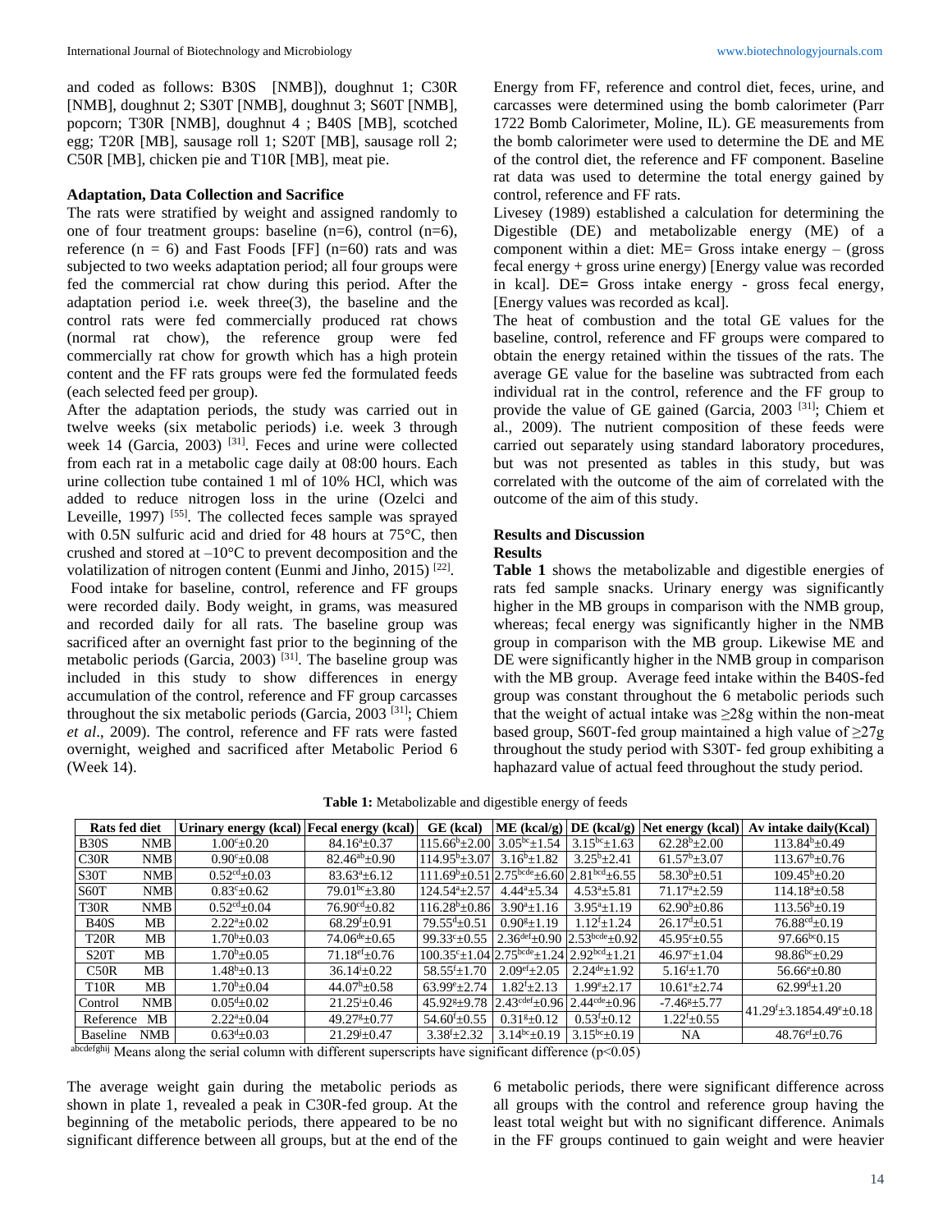and coded as follows: B30S [NMB]), doughnut 1; C30R [NMB], doughnut 2; S30T [NMB], doughnut 3; S60T [NMB], popcorn; T30R [NMB], doughnut 4 ; B40S [MB], scotched egg; T20R [MB], sausage roll 1; S20T [MB], sausage roll 2; C50R [MB], chicken pie and T10R [MB], meat pie.

**Adaptation, Data Collection and Sacrifice**

The rats were stratified by weight and assigned randomly to one of four treatment groups: baseline (n=6), control (n=6), reference (n = 6) and Fast Foods [FF] (n=60) rats and was subjected to two weeks adaptation period; all four groups were fed the commercial rat chow during this period. After the adaptation period i.e. week three(3), the baseline and the control rats were fed commercially produced rat chows (normal rat chow), the reference group were fed commercially rat chow for growth which has a high protein content and the FF rats groups were fed the formulated feeds (each selected feed per group).

After the adaptation periods, the study was carried out in twelve weeks (six metabolic periods) i.e. week 3 through week 14 (Garcia, 2003) [31]. Feces and urine were collected from each rat in a metabolic cage daily at 08:00 hours. Each urine collection tube contained 1 ml of 10% HCl, which was added to reduce nitrogen loss in the urine (Ozelci and Leveille, 1997) [55]. The collected feces sample was sprayed with 0.5N sulfuric acid and dried for 48 hours at 75°C, then crushed and stored at –10°C to prevent decomposition and the volatilization of nitrogen content (Eunmi and Jinho, 2015) [22].

Food intake for baseline, control, reference and FF groups were recorded daily. Body weight, in grams, was measured and recorded daily for all rats. The baseline group was sacrificed after an overnight fast prior to the beginning of the metabolic periods (Garcia, 2003) [31]. The baseline group was included in this study to show differences in energy accumulation of the control, reference and FF group carcasses throughout the six metabolic periods (Garcia, 2003 [31]; Chiem *et al*., 2009). The control, reference and FF rats were fasted overnight, weighed and sacrificed after Metabolic Period 6 (Week 14).

Energy from FF, reference and control diet, feces, urine, and carcasses were determined using the bomb calorimeter (Parr 1722 Bomb Calorimeter, Moline, IL). GE measurements from the bomb calorimeter were used to determine the DE and ME of the control diet, the reference and FF component. Baseline rat data was used to determine the total energy gained by control, reference and FF rats.

Livesey (1989) established a calculation for determining the Digestible (DE) and metabolizable energy (ME) of a component within a diet: ME= Gross intake energy – (gross fecal energy + gross urine energy) [Energy value was recorded in kcal]. DE= Gross intake energy - gross fecal energy, [Energy values was recorded as kcal].

The heat of combustion and the total GE values for the baseline, control, reference and FF groups were compared to obtain the energy retained within the tissues of the rats. The average GE value for the baseline was subtracted from each individual rat in the control, reference and the FF group to provide the value of GE gained (Garcia, 2003 [31]; Chiem et al., 2009). The nutrient composition of these feeds were carried out separately using standard laboratory procedures, but was not presented as tables in this study, but was correlated with the outcome of the aim of correlated with the outcome of the aim of this study.

## Results and Discussion

### Results

**Table 1** shows the metabolizable and digestible energies of rats fed sample snacks. Urinary energy was significantly higher in the MB groups in comparison with the NMB group, whereas; fecal energy was significantly higher in the NMB group in comparison with the MB group. Likewise ME and DE were significantly higher in the NMB group in comparison with the MB group. Average feed intake within the B40S-fed group was constant throughout the 6 metabolic periods such that the weight of actual intake was ≥28g within the non-meat based group, S60T-fed group maintained a high value of ≥27g throughout the study period with S30T- fed group exhibiting a haphazard value of actual feed throughout the study period.

**Table 1:** Metabolizable and digestible energy of feeds

| Rats fed diet | | Urinary energy (kcal) | Fecal energy (kcal) | GE (kcal) | ME (kcal/g) | DE (kcal/g) | Net energy (kcal) | Av intake daily(Kcal) |
|---|---|---|---|---|---|---|---|---|
| B30S | NMB | $1.00^{c}$±0.20 | $84.16^{a}$±0.37 | $115.66^{b}$±2.00 | $3.05^{bc}$±1.54 | $3.15^{bc}$±1.63 | $62.28^{b}$±2.00 | $113.84^{b}$±0.49 |
| C30R | NMB | $0.90^{c}$±0.08 | $82.46^{ab}$±0.90 | $114.95^{b}$±3.07 | $3.16^{b}$±1.82 | $3.25^{b}$±2.41 | $61.57^{b}$±3.07 | $113.67^{b}$±0.76 |
| S30T | NMB | $0.52^{cd}$±0.03 | $83.63^{a}$±6.12 | $111.69^{b}$±0.51 | $2.75^{bcde}$±6.60 | $2.81^{bcd}$±6.55 | $58.30^{b}$±0.51 | $109.45^{b}$±0.20 |
| S60T | NMB | $0.83^{c}$±0.62 | $79.01^{bc}$±3.80 | $124.54^{a}$±2.57 | $4.44^{a}$±5.34 | $4.53^{a}$±5.81 | $71.17^{a}$±2.59 | $114.18^{a}$±0.58 |
| T30R | NMB | $0.52^{cd}$±0.04 | $76.90^{cd}$±0.82 | $116.28^{b}$±0.86 | $3.90^{a}$±1.16 | $3.95^{a}$±1.19 | $62.90^{b}$±0.86 | $113.56^{b}$±0.19 |
| B40S | MB | $2.22^{a}$±0.02 | $68.29^{f}$±0.91 | $79.55^{d}$±0.51 | $0.90^{g}$±1.19 | $1.12^{f}$±1.24 | $26.17^{d}$±0.51 | $76.88^{cd}$±0.19 |
| T20R | MB | $1.70^{b}$±0.03 | $74.06^{de}$±0.65 | $99.33^{c}$±0.55 | $2.36^{def}$±0.90 | $2.53^{bcde}$±0.92 | $45.95^{c}$±0.55 | $97.66^{bc}$0.15 |
| S20T | MB | $1.70^{b}$±0.05 | $71.18^{ef}$±0.76 | $100.35^{c}$±1.04 | $2.75^{bcde}$±1.24 | $2.92^{bcd}$±1.21 | $46.97^{c}$±1.04 | $98.86^{bc}$±0.29 |
| C50R | MB | $1.48^{b}$±0.13 | $36.14^{i}$±0.22 | $58.55^{f}$±1.70 | $2.09^{ef}$±2.05 | $2.24^{de}$±1.92 | $5.16^{f}$±1.70 | $56.66^{e}$±0.80 |
| T10R | MB | $1.70^{b}$±0.04 | $44.07^{h}$±0.58 | $63.99^{e}$±2.74 | $1.82^{f}$±2.13 | $1.99^{e}$±2.17 | $10.61^{e}$±2.74 | $62.99^{d}$±1.20 |
| Control | NMB | $0.05^{d}$±0.02 | $21.25^{j}$±0.46 | $45.92^{g}$±9.78 | $2.43^{cdef}$±0.96 | $2.44^{cde}$±0.96 | $-7.46^{g}$±5.77 | $41.29^{f}$±3.1854.49$^{e}$±0.18 |
| Reference | MB | $2.22^{a}$±0.04 | $49.27^{g}$±0.77 | $54.60^{f}$±0.55 | $0.31^{g}$±0.12 | $0.53^{f}$±0.12 | $1.22^{f}$±0.55 | |
| Baseline | NMB | $0.63^{d}$±0.03 | $21.29^{j}$±0.47 | $3.38^{f}$±2.32 | $3.14^{bc}$±0.19 | $3.15^{bc}$±0.19 | NA | $48.76^{ef}$±0.76 |

abcdefghij Means along the serial column with different superscripts have significant difference (p<0.05)

The average weight gain during the metabolic periods as shown in plate 1, revealed a peak in C30R-fed group. At the beginning of the metabolic periods, there appeared to be no significant difference between all groups, but at the end of the 6 metabolic periods, there were significant difference across all groups with the control and reference group having the least total weight but with no significant difference. Animals in the FF groups continued to gain weight and were heavier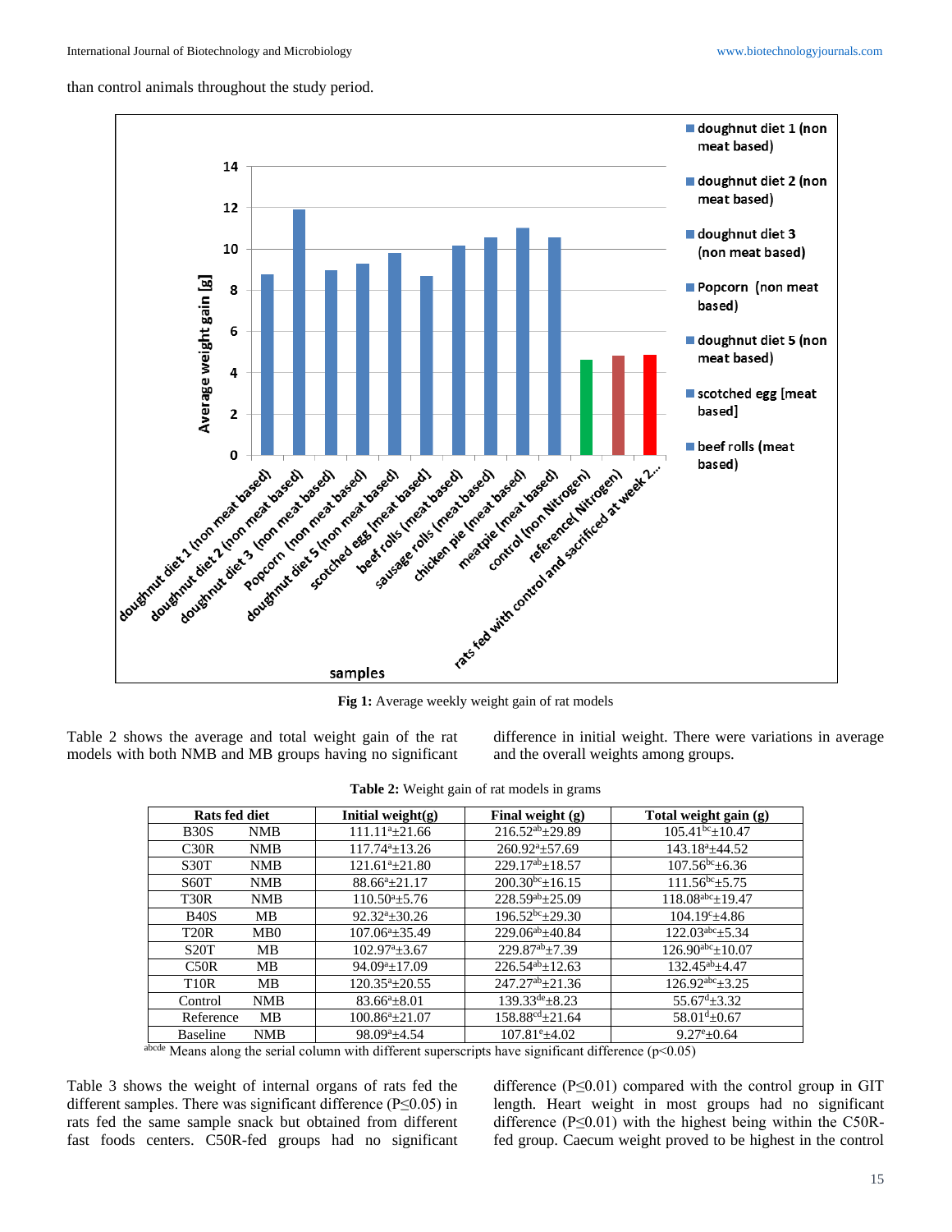than control animals throughout the study period.

Fig 1: Average weekly weight gain of rat models

Table 2 shows the average and total weight gain of the rat models with both NMB and MB groups having no significant difference in initial weight. There were variations in average and the overall weights among groups.

**Table 2:** Weight gain of rat models in grams

| Rats fed diet | | Initial weight(g) | Final weight (g) | Total weight gain (g) |
|---|---|---|---|---|
| B30S | NMB | $111.11^{a}\pm21.66$ | $216.52^{ab}\pm29.89$ | $105.41^{bc}\pm10.47$ |
| C30R | NMB | $117.74^{a}\pm13.26$ | $260.92^{a}\pm57.69$ | $143.18^{a}\pm44.52$ |
| S30T | NMB | $121.61^{a}\pm21.80$ | $229.17^{ab}\pm18.57$ | $107.56^{bc}\pm6.36$ |
| S60T | NMB | $88.66^{a}\pm21.17$ | $200.30^{bc}\pm16.15$ | $111.56^{bc}\pm5.75$ |
| T30R | NMB | $110.50^{a}\pm5.76$ | $228.59^{ab}\pm25.09$ | $118.08^{abc}\pm19.47$ |
| B40S | MB | $92.32^{a}\pm30.26$ | $196.52^{bc}\pm29.30$ | $104.19^{c}\pm4.86$ |
| T20R | MB0 | $107.06^{a}\pm35.49$ | $229.06^{ab}\pm40.84$ | $122.03^{abc}\pm5.34$ |
| S20T | MB | $102.97^{a}\pm3.67$ | $229.87^{ab}\pm7.39$ | $126.90^{abc}\pm10.07$ |
| C50R | MB | $94.09^{a}\pm17.09$ | $226.54^{ab}\pm12.63$ | $132.45^{ab}\pm4.47$ |
| T10R | MB | $120.35^{a}\pm20.55$ | $247.27^{ab}\pm21.36$ | $126.92^{abc}\pm3.25$ |
| Control | NMB | $83.66^{a}\pm8.01$ | $139.33^{de}\pm8.23$ | $55.67^{d}\pm3.32$ |
| Reference | MB | $100.86^{a}\pm21.07$ | $158.88^{cd}\pm21.64$ | $58.01^{d}\pm0.67$ |
| Baseline | NMB | $98.09^{a}\pm4.54$ | $107.81^{e}\pm4.02$ | $9.27^{e}\pm0.64$ |

[abcde] Means along the serial column with different superscripts have significant difference ($p<0.05$)

Table 3 shows the weight of internal organs of rats fed the different samples. There was significant difference ($P\leq0.05$) in rats fed the same sample snack but obtained from different fast foods centers. C50R-fed groups had no significant difference ($P\leq0.01$) compared with the control group in GIT length. Heart weight in most groups had no significant difference ($P\leq0.01$) with the highest being within the C50R-fed group. Caecum weight proved to be highest in the control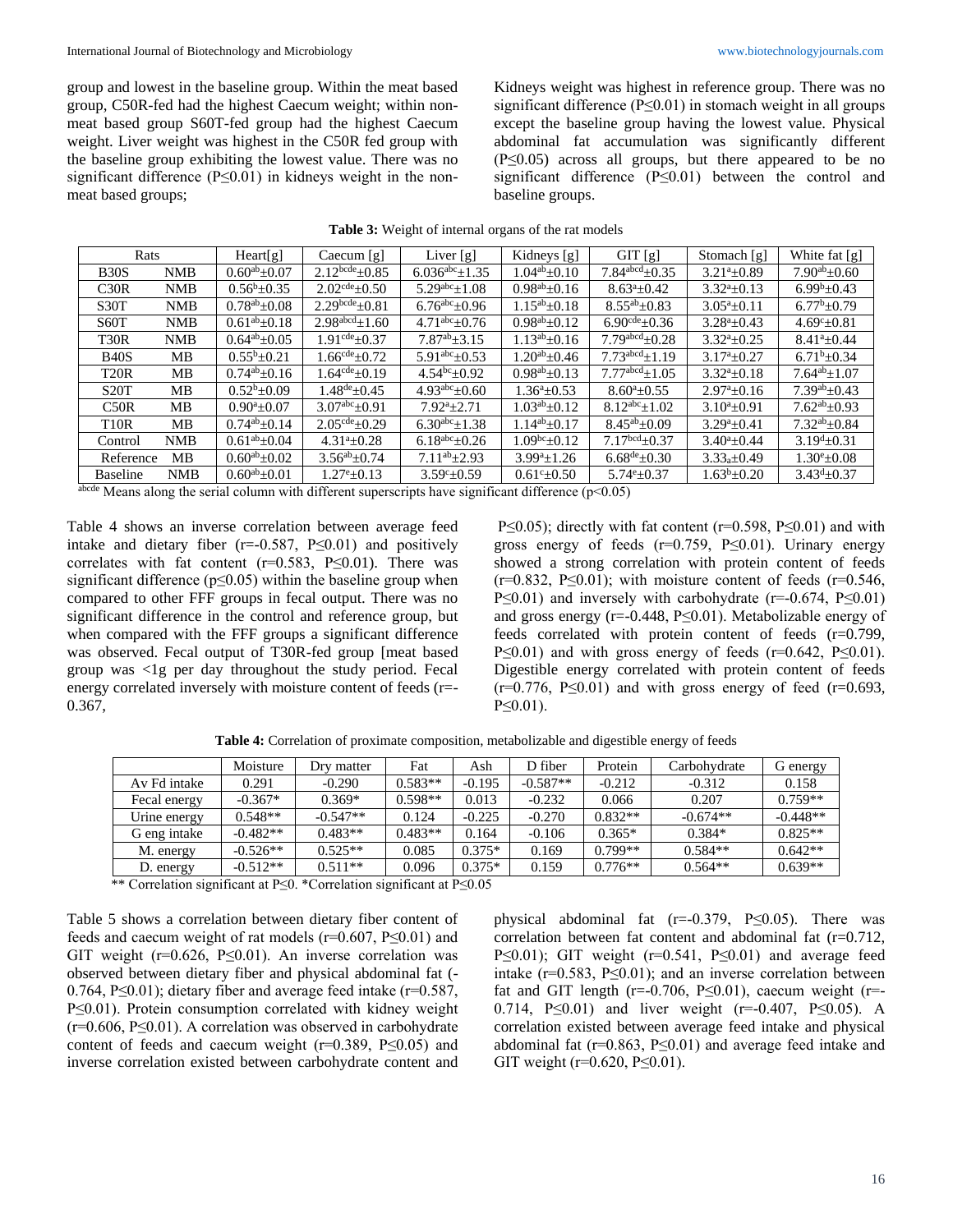group and lowest in the baseline group. Within the meat based group, C50R-fed had the highest Caecum weight; within non-meat based group S60T-fed group had the highest Caecum weight. Liver weight was highest in the C50R fed group with the baseline group exhibiting the lowest value. There was no significant difference (P≤0.01) in kidneys weight in the non-meat based groups;

Kidneys weight was highest in reference group. There was no significant difference (P≤0.01) in stomach weight in all groups except the baseline group having the lowest value. Physical abdominal fat accumulation was significantly different (P≤0.05) across all groups, but there appeared to be no significant difference (P≤0.01) between the control and baseline groups.

**Table 3:** Weight of internal organs of the rat models

| Rats | | Heart[g] | Caecum [g] | Liver [g] | Kidneys [g] | GIT [g] | Stomach [g] | White fat [g] |
|---|---|---|---|---|---|---|---|---|
| B30S | NMB | $0.60^{ab}$±0.07 | $2.12^{bcde}$±0.85 | $6.036^{abc}$±1.35 | $1.04^{ab}$±0.10 | $7.84^{abcd}$±0.35 | $3.21^{a}$±0.89 | $7.90^{ab}$±0.60 |
| C30R | NMB | $0.56^{b}$±0.35 | $2.02^{cde}$±0.50 | $5.29^{abc}$±1.08 | $0.98^{ab}$±0.16 | $8.63^{a}$±0.42 | $3.32^{a}$±0.13 | $6.99^{b}$±0.43 |
| S30T | NMB | $0.78^{ab}$±0.08 | $2.29^{bcde}$±0.81 | $6.76^{abc}$±0.96 | $1.15^{ab}$±0.18 | $8.55^{ab}$±0.83 | $3.05^{a}$±0.11 | $6.77^{b}$±0.79 |
| S60T | NMB | $0.61^{ab}$±0.18 | $2.98^{abcd}$±1.60 | $4.71^{abc}$±0.76 | $0.98^{ab}$±0.12 | $6.90^{cde}$±0.36 | $3.28^{a}$±0.43 | $4.69^{c}$±0.81 |
| T30R | NMB | $0.64^{ab}$±0.05 | $1.91^{cde}$±0.37 | $7.87^{ab}$±3.15 | $1.13^{ab}$±0.16 | $7.79^{abcd}$±0.28 | $3.32^{a}$±0.25 | $8.41^{a}$±0.44 |
| B40S | MB | $0.55^{b}$±0.21 | $1.66^{cde}$±0.72 | $5.91^{abc}$±0.53 | $1.20^{ab}$±0.46 | $7.73^{abcd}$±1.19 | $3.17^{a}$±0.27 | $6.71^{b}$±0.34 |
| T20R | MB | $0.74^{ab}$±0.16 | $1.64^{cde}$±0.19 | $4.54^{bc}$±0.92 | $0.98^{ab}$±0.13 | $7.77^{abcd}$±1.05 | $3.32^{a}$±0.18 | $7.64^{ab}$±1.07 |
| S20T | MB | $0.52^{b}$±0.09 | $1.48^{de}$±0.45 | $4.93^{abc}$±0.60 | $1.36^{a}$±0.53 | $8.60^{a}$±0.55 | $2.97^{a}$±0.16 | $7.39^{ab}$±0.43 |
| C50R | MB | $0.90^{a}$±0.07 | $3.07^{abc}$±0.91 | $7.92^{a}$±2.71 | $1.03^{ab}$±0.12 | $8.12^{abc}$±1.02 | $3.10^{a}$±0.91 | $7.62^{ab}$±0.93 |
| T10R | MB | $0.74^{ab}$±0.14 | $2.05^{cde}$±0.29 | $6.30^{abc}$±1.38 | $1.14^{ab}$±0.17 | $8.45^{ab}$±0.09 | $3.29^{a}$±0.41 | $7.32^{ab}$±0.84 |
| Control | NMB | $0.61^{ab}$±0.04 | $4.31^{a}$±0.28 | $6.18^{abc}$±0.12 | $1.09^{bc}$±0.12 | $7.17^{bcd}$±0.37 | $3.40^{a}$±0.44 | $3.19^{d}$±0.31 |
| Reference | MB | $0.60^{ab}$±0.02 | $3.56^{ab}$±0.74 | $7.11^{ab}$±2.93 | $3.99^{a}$±1.26 | $6.68^{de}$±0.30 | $3.33_{a}$±0.49 | $1.30^{e}$±0.08 |
| Baseline | NMB | $0.60^{ab}$±0.01 | $1.27^{e}$±0.13 | $3.59^{c}$±0.59 | $0.61^{c}$±0.50 | $5.74^{e}$±0.37 | $1.63^{b}$±0.20 | $3.43^{d}$±0.37 |

[abcde] Means along the serial column with different superscripts have significant difference (p<0.05)

Table 4 shows an inverse correlation between average feed intake and dietary fiber (r=-0.587, P≤0.01) and positively correlates with fat content (r=0.583, P≤0.01). There was significant difference (p≤0.05) within the baseline group when compared to other FFF groups in fecal output. There was no significant difference in the control and reference group, but when compared with the FFF groups a significant difference was observed. Fecal output of T30R-fed group [meat based group was <1g per day throughout the study period. Fecal energy correlated inversely with moisture content of feeds (r=-0.367, P≤0.05); directly with fat content (r=0.598, P≤0.01) and with gross energy of feeds (r=0.759, P≤0.01). Urinary energy showed a strong correlation with protein content of feeds (r=0.832, P≤0.01); with moisture content of feeds (r=0.546, P≤0.01) and inversely with carbohydrate (r=-0.674, P≤0.01) and gross energy (r=-0.448, P≤0.01). Metabolizable energy of feeds correlated with protein content of feeds (r=0.799, P≤0.01) and with gross energy of feeds (r=0.642, P≤0.01). Digestible energy correlated with protein content of feeds (r=0.776, P≤0.01) and with gross energy of feed (r=0.693, P≤0.01).

**Table 4:** Correlation of proximate composition, metabolizable and digestible energy of feeds

| | Moisture | Dry matter | Fat | Ash | D fiber | Protein | Carbohydrate | G energy |
|---|---|---|---|---|---|---|---|---|
| Av Fd intake | 0.291 | -0.290 | 0.583** | -0.195 | -0.587** | -0.212 | -0.312 | 0.158 |
| Fecal energy | -0.367* | 0.369* | 0.598** | 0.013 | -0.232 | 0.066 | 0.207 | 0.759** |
| Urine energy | 0.548** | -0.547** | 0.124 | -0.225 | -0.270 | 0.832** | -0.674** | -0.448** |
| G eng intake | -0.482** | 0.483** | 0.483** | 0.164 | -0.106 | 0.365* | 0.384* | 0.825** |
| M. energy | -0.526** | 0.525** | 0.085 | 0.375* | 0.169 | 0.799** | 0.584** | 0.642** |
| D. energy | -0.512** | 0.511** | 0.096 | 0.375* | 0.159 | 0.776** | 0.564** | 0.639** |

** Correlation significant at P≤0. *Correlation significant at P≤0.05

Table 5 shows a correlation between dietary fiber content of feeds and caecum weight of rat models (r=0.607, P≤0.01) and GIT weight (r=0.626, P≤0.01). An inverse correlation was observed between dietary fiber and physical abdominal fat (-0.764, P≤0.01); dietary fiber and average feed intake (r=0.587, P≤0.01). Protein consumption correlated with kidney weight (r=0.606, P≤0.01). A correlation was observed in carbohydrate content of feeds and caecum weight (r=0.389, P≤0.05) and inverse correlation existed between carbohydrate content and physical abdominal fat (r=-0.379, P≤0.05). There was correlation between fat content and abdominal fat (r=0.712, P≤0.01); GIT weight (r=0.541, P≤0.01) and average feed intake (r=0.583, P≤0.01); and an inverse correlation between fat and GIT length (r=-0.706, P≤0.01), caecum weight (r=-0.714, P≤0.01) and liver weight (r=-0.407, P≤0.05). A correlation existed between average feed intake and physical abdominal fat (r=0.863, P≤0.01) and average feed intake and GIT weight (r=0.620, P≤0.01).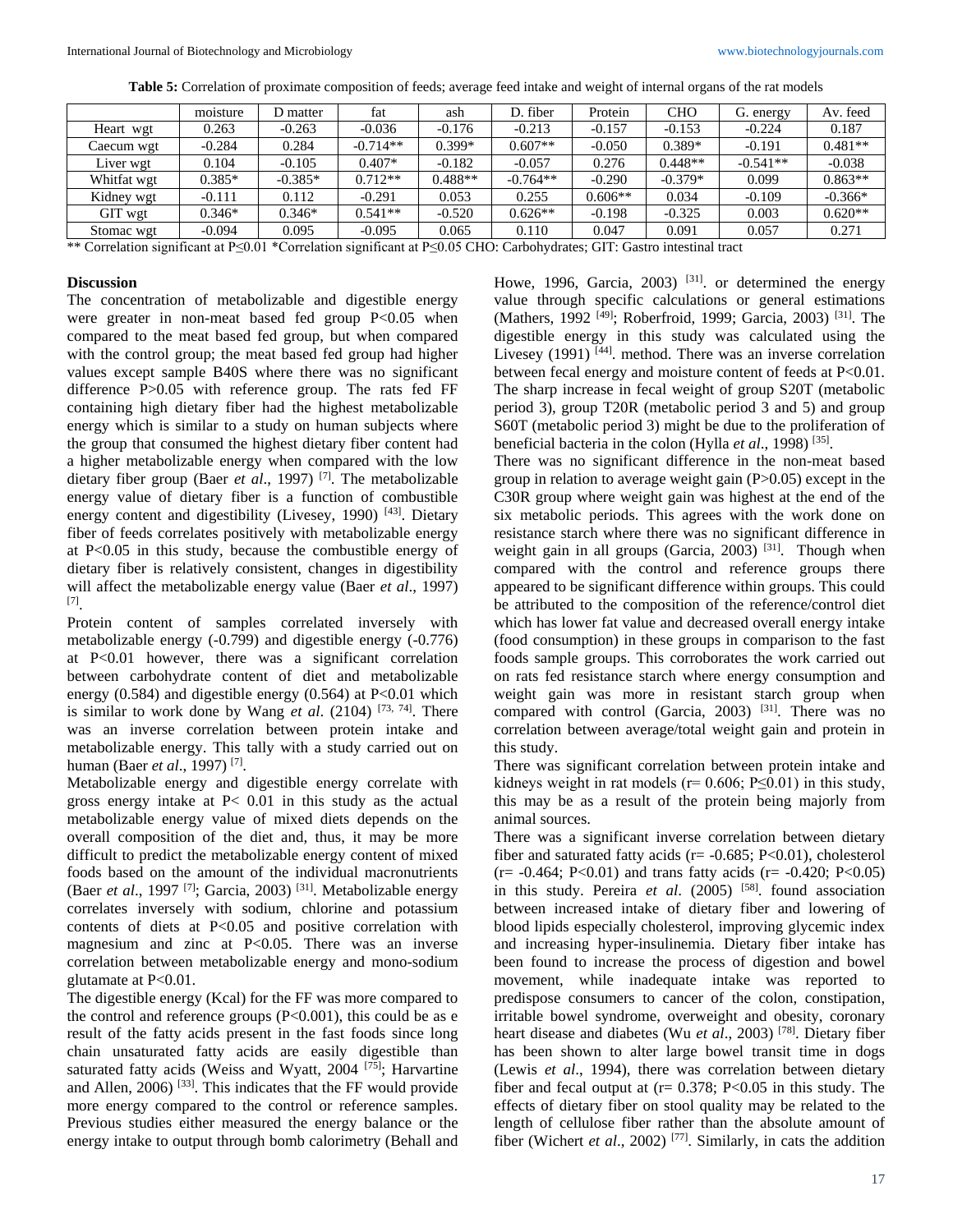**Table 5:** Correlation of proximate composition of feeds; average feed intake and weight of internal organs of the rat models

| | moisture | D matter | fat | ash | D. fiber | Protein | CHO | G. energy | Av. feed |
|---|---|---|---|---|---|---|---|---|---|
| Heart wgt | 0.263 | -0.263 | -0.036 | -0.176 | -0.213 | -0.157 | -0.153 | -0.224 | 0.187 |
| Caecum wgt | -0.284 | 0.284 | -0.714** | 0.399* | 0.607** | -0.050 | 0.389* | -0.191 | 0.481** |
| Liver wgt | 0.104 | -0.105 | 0.407* | -0.182 | -0.057 | 0.276 | 0.448** | -0.541** | -0.038 |
| Whitfat wgt | 0.385* | -0.385* | 0.712** | 0.488** | -0.764** | -0.290 | -0.379* | 0.099 | 0.863** |
| Kidney wgt | -0.111 | 0.112 | -0.291 | 0.053 | 0.255 | 0.606** | 0.034 | -0.109 | -0.366* |
| GIT wgt | 0.346* | 0.346* | 0.541** | -0.520 | 0.626** | -0.198 | -0.325 | 0.003 | 0.620** |
| Stomac wgt | -0.094 | 0.095 | -0.095 | 0.065 | 0.110 | 0.047 | 0.091 | 0.057 | 0.271 |

** Correlation significant at P≤0.01 *Correlation significant at P≤0.05 CHO: Carbohydrates; GIT: Gastro intestinal tract

## Discussion

The concentration of metabolizable and digestible energy were greater in non-meat based fed group P<0.05 when compared to the meat based fed group, but when compared with the control group; the meat based fed group had higher values except sample B40S where there was no significant difference P>0.05 with reference group. The rats fed FF containing high dietary fiber had the highest metabolizable energy which is similar to a study on human subjects where the group that consumed the highest dietary fiber content had a higher metabolizable energy when compared with the low dietary fiber group (Baer *et al*., 1997) [7]. The metabolizable energy value of dietary fiber is a function of combustible energy content and digestibility (Livesey, 1990) [43]. Dietary fiber of feeds correlates positively with metabolizable energy at P<0.05 in this study, because the combustible energy of dietary fiber is relatively consistent, changes in digestibility will affect the metabolizable energy value (Baer *et al*., 1997) [7].

Protein content of samples correlated inversely with metabolizable energy (-0.799) and digestible energy (-0.776) at P<0.01 however, there was a significant correlation between carbohydrate content of diet and metabolizable energy (0.584) and digestible energy (0.564) at P<0.01 which is similar to work done by Wang *et al*. (2104) [73, 74]. There was an inverse correlation between protein intake and metabolizable energy. This tally with a study carried out on human (Baer *et al*., 1997) [7].

Metabolizable energy and digestible energy correlate with gross energy intake at P< 0.01 in this study as the actual metabolizable energy value of mixed diets depends on the overall composition of the diet and, thus, it may be more difficult to predict the metabolizable energy content of mixed foods based on the amount of the individual macronutrients (Baer *et al*., 1997 [7]; Garcia, 2003) [31]. Metabolizable energy correlates inversely with sodium, chlorine and potassium contents of diets at P<0.05 and positive correlation with magnesium and zinc at P<0.05. There was an inverse correlation between metabolizable energy and mono-sodium glutamate at P<0.01.

The digestible energy (Kcal) for the FF was more compared to the control and reference groups (P<0.001), this could be as e result of the fatty acids present in the fast foods since long chain unsaturated fatty acids are easily digestible than saturated fatty acids (Weiss and Wyatt, 2004 [75]; Harvartine and Allen, 2006) [33]. This indicates that the FF would provide more energy compared to the control or reference samples. Previous studies either measured the energy balance or the energy intake to output through bomb calorimetry (Behall and Howe, 1996, Garcia, 2003) [31]. or determined the energy value through specific calculations or general estimations (Mathers, 1992 [49]; Roberfroid, 1999; Garcia, 2003) [31]. The digestible energy in this study was calculated using the Livesey (1991) [44]. method. There was an inverse correlation between fecal energy and moisture content of feeds at P<0.01. The sharp increase in fecal weight of group S20T (metabolic period 3), group T20R (metabolic period 3 and 5) and group S60T (metabolic period 3) might be due to the proliferation of beneficial bacteria in the colon (Hylla *et al*., 1998) [35].

There was no significant difference in the non-meat based group in relation to average weight gain (P>0.05) except in the C30R group where weight gain was highest at the end of the six metabolic periods. This agrees with the work done on resistance starch where there was no significant difference in weight gain in all groups (Garcia, 2003) [31]. Though when compared with the control and reference groups there appeared to be significant difference within groups. This could be attributed to the composition of the reference/control diet which has lower fat value and decreased overall energy intake (food consumption) in these groups in comparison to the fast foods sample groups. This corroborates the work carried out on rats fed resistance starch where energy consumption and weight gain was more in resistant starch group when compared with control (Garcia, 2003) [31]. There was no correlation between average/total weight gain and protein in this study.

There was significant correlation between protein intake and kidneys weight in rat models (r= 0.606; P≤0.01) in this study, this may be as a result of the protein being majorly from animal sources.

There was a significant inverse correlation between dietary fiber and saturated fatty acids (r= -0.685; P<0.01), cholesterol (r= -0.464; P<0.01) and trans fatty acids (r= -0.420; P<0.05) in this study. Pereira *et al*. (2005) [58]. found association between increased intake of dietary fiber and lowering of blood lipids especially cholesterol, improving glycemic index and increasing hyper-insulinemia. Dietary fiber intake has been found to increase the process of digestion and bowel movement, while inadequate intake was reported to predispose consumers to cancer of the colon, constipation, irritable bowel syndrome, overweight and obesity, coronary heart disease and diabetes (Wu *et al*., 2003) [78]. Dietary fiber has been shown to alter large bowel transit time in dogs (Lewis *et al*., 1994), there was correlation between dietary fiber and fecal output at (r= 0.378; P<0.05 in this study. The effects of dietary fiber on stool quality may be related to the length of cellulose fiber rather than the absolute amount of fiber (Wichert *et al*., 2002) [77]. Similarly, in cats the addition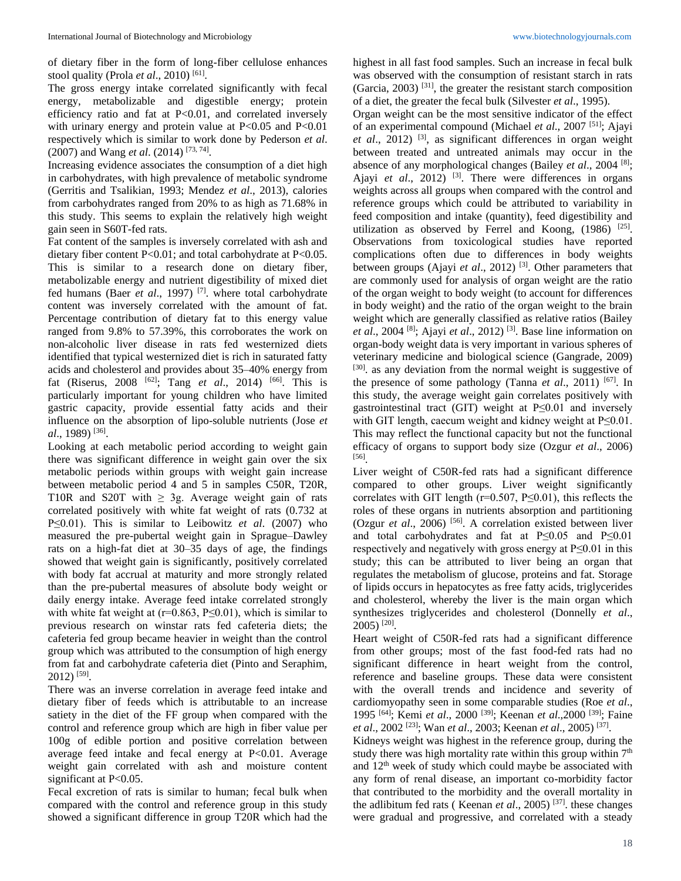of dietary fiber in the form of long-fiber cellulose enhances stool quality (Prola *et al*., 2010) [61].

The gross energy intake correlated significantly with fecal energy, metabolizable and digestible energy; protein efficiency ratio and fat at P<0.01, and correlated inversely with urinary energy and protein value at P<0.05 and P<0.01 respectively which is similar to work done by Pederson *et al*. (2007) and Wang *et al*. (2014) [73, 74].

Increasing evidence associates the consumption of a diet high in carbohydrates, with high prevalence of metabolic syndrome (Gerritis and Tsalikian, 1993; Mendez *et al*., 2013), calories from carbohydrates ranged from 20% to as high as 71.68% in this study. This seems to explain the relatively high weight gain seen in S60T-fed rats.

Fat content of the samples is inversely correlated with ash and dietary fiber content P<0.01; and total carbohydrate at P<0.05. This is similar to a research done on dietary fiber, metabolizable energy and nutrient digestibility of mixed diet fed humans (Baer *et al*., 1997) [7]. where total carbohydrate content was inversely correlated with the amount of fat. Percentage contribution of dietary fat to this energy value ranged from 9.8% to 57.39%, this corroborates the work on non-alcoholic liver disease in rats fed westernized diets identified that typical westernized diet is rich in saturated fatty acids and cholesterol and provides about 35–40% energy from fat (Riserus, 2008 [62]; Tang *et al*., 2014) [66]. This is particularly important for young children who have limited gastric capacity, provide essential fatty acids and their influence on the absorption of lipo-soluble nutrients (Jose *et al*., 1989) [36].

Looking at each metabolic period according to weight gain there was significant difference in weight gain over the six metabolic periods within groups with weight gain increase between metabolic period 4 and 5 in samples C50R, T20R, T10R and S20T with ≥ 3g. Average weight gain of rats correlated positively with white fat weight of rats (0.732 at P≤0.01). This is similar to Leibowitz *et al*. (2007) who measured the pre-pubertal weight gain in Sprague–Dawley rats on a high-fat diet at 30–35 days of age, the findings showed that weight gain is significantly, positively correlated with body fat accrual at maturity and more strongly related than the pre-pubertal measures of absolute body weight or daily energy intake. Average feed intake correlated strongly with white fat weight at (r=0.863, P≤0.01), which is similar to previous research on winstar rats fed cafeteria diets; the cafeteria fed group became heavier in weight than the control group which was attributed to the consumption of high energy from fat and carbohydrate cafeteria diet (Pinto and Seraphim, 2012) [59].

There was an inverse correlation in average feed intake and dietary fiber of feeds which is attributable to an increase satiety in the diet of the FF group when compared with the control and reference group which are high in fiber value per 100g of edible portion and positive correlation between average feed intake and fecal energy at P<0.01. Average weight gain correlated with ash and moisture content significant at P<0.05.

Fecal excretion of rats is similar to human; fecal bulk when compared with the control and reference group in this study showed a significant difference in group T20R which had the highest in all fast food samples. Such an increase in fecal bulk was observed with the consumption of resistant starch in rats (Garcia, 2003) [31], the greater the resistant starch composition of a diet, the greater the fecal bulk (Silvester *et al*., 1995).

Organ weight can be the most sensitive indicator of the effect of an experimental compound (Michael *et al*., 2007 [51]; Ajayi *et al*., 2012) [3], as significant differences in organ weight between treated and untreated animals may occur in the absence of any morphological changes (Bailey *et al*., 2004 [8]; Ajayi *et al*., 2012) [3]. There were differences in organs weights across all groups when compared with the control and reference groups which could be attributed to variability in feed composition and intake (quantity), feed digestibility and utilization as observed by Ferrel and Koong, (1986) [25]. Observations from toxicological studies have reported complications often due to differences in body weights between groups (Ajayi *et al*., 2012) [3]. Other parameters that are commonly used for analysis of organ weight are the ratio of the organ weight to body weight (to account for differences in body weight) and the ratio of the organ weight to the brain weight which are generally classified as relative ratios (Bailey *et al*., 2004 [8]; Ajayi *et al*., 2012) [3]. Base line information on organ-body weight data is very important in various spheres of veterinary medicine and biological science (Gangrade, 2009) [30]. as any deviation from the normal weight is suggestive of the presence of some pathology (Tanna *et al*., 2011) [67]. In this study, the average weight gain correlates positively with gastrointestinal tract (GIT) weight at P≤0.01 and inversely with GIT length, caecum weight and kidney weight at P≤0.01. This may reflect the functional capacity but not the functional efficacy of organs to support body size (Ozgur *et al*., 2006) [56].

Liver weight of C50R-fed rats had a significant difference compared to other groups. Liver weight significantly correlates with GIT length (r=0.507, P≤0.01), this reflects the roles of these organs in nutrients absorption and partitioning (Ozgur *et al*., 2006) [56]. A correlation existed between liver and total carbohydrates and fat at P≤0.05 and P≤0.01 respectively and negatively with gross energy at P≤0.01 in this study; this can be attributed to liver being an organ that regulates the metabolism of glucose, proteins and fat. Storage of lipids occurs in hepatocytes as free fatty acids, triglycerides and cholesterol, whereby the liver is the main organ which synthesizes triglycerides and cholesterol (Donnelly *et al*., 2005) [20].

Heart weight of C50R-fed rats had a significant difference from other groups; most of the fast food-fed rats had no significant difference in heart weight from the control, reference and baseline groups. These data were consistent with the overall trends and incidence and severity of cardiomyopathy seen in some comparable studies (Roe *et al*., 1995 [64]; Kemi *et al*., 2000 [39]; Keenan *et al*.,2000 [39]; Faine *et al*., 2002 [23]; Wan *et al*., 2003; Keenan *et al*., 2005) [37].

Kidneys weight was highest in the reference group, during the study there was high mortality rate within this group within 7th and 12th week of study which could maybe be associated with any form of renal disease, an important co-morbidity factor that contributed to the morbidity and the overall mortality in the adlibitum fed rats ( Keenan *et al*., 2005) [37]. these changes were gradual and progressive, and correlated with a steady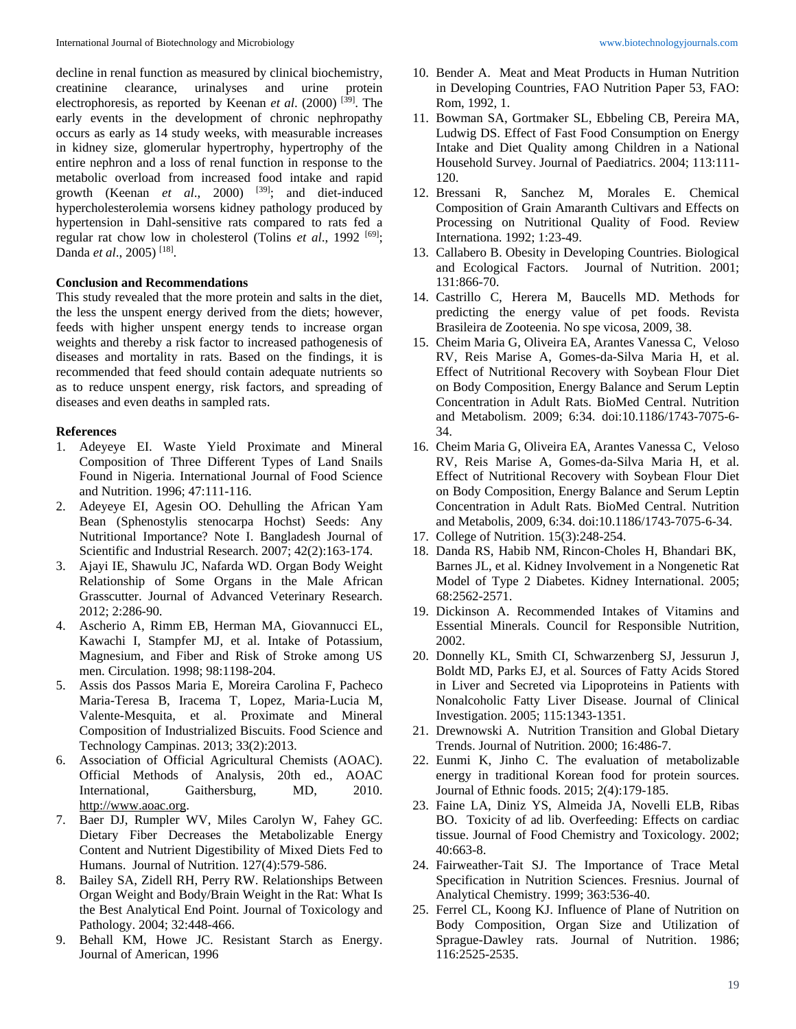decline in renal function as measured by clinical biochemistry, creatinine clearance, urinalyses and urine protein electrophoresis, as reported by Keenan *et al*. (2000) [39]. The early events in the development of chronic nephropathy occurs as early as 14 study weeks, with measurable increases in kidney size, glomerular hypertrophy, hypertrophy of the entire nephron and a loss of renal function in response to the metabolic overload from increased food intake and rapid growth (Keenan *et al*., 2000) [39]; and diet-induced hypercholesterolemia worsens kidney pathology produced by hypertension in Dahl-sensitive rats compared to rats fed a regular rat chow low in cholesterol (Tolins *et al*., 1992 [69]; Danda *et al*., 2005) [18].

**Conclusion and Recommendations**

This study revealed that the more protein and salts in the diet, the less the unspent energy derived from the diets; however, feeds with higher unspent energy tends to increase organ weights and thereby a risk factor to increased pathogenesis of diseases and mortality in rats. Based on the findings, it is recommended that feed should contain adequate nutrients so as to reduce unspent energy, risk factors, and spreading of diseases and even deaths in sampled rats.

**References**

1. Adeyeye EI. Waste Yield Proximate and Mineral Composition of Three Different Types of Land Snails Found in Nigeria. International Journal of Food Science and Nutrition. 1996; 47:111-116.
2. Adeyeye EI, Agesin OO. Dehulling the African Yam Bean (Sphenostylis stenocarpa Hochst) Seeds: Any Nutritional Importance? Note I. Bangladesh Journal of Scientific and Industrial Research. 2007; 42(2):163-174.
3. Ajayi IE, Shawulu JC, Nafarda WD. Organ Body Weight Relationship of Some Organs in the Male African Grasscutter. Journal of Advanced Veterinary Research. 2012; 2:286-90.
4. Ascherio A, Rimm EB, Herman MA, Giovannucci EL, Kawachi I, Stampfer MJ, et al. Intake of Potassium, Magnesium, and Fiber and Risk of Stroke among US men. Circulation. 1998; 98:1198-204.
5. Assis dos Passos Maria E, Moreira Carolina F, Pacheco Maria-Teresa B, Iracema T, Lopez, Maria-Lucia M, Valente-Mesquita, et al. Proximate and Mineral Composition of Industrialized Biscuits. Food Science and Technology Campinas. 2013; 33(2):2013.
6. Association of Official Agricultural Chemists (AOAC). Official Methods of Analysis, 20th ed., AOAC International, Gaithersburg, MD, 2010. http://www.aoac.org.
7. Baer DJ, Rumpler WV, Miles Carolyn W, Fahey GC. Dietary Fiber Decreases the Metabolizable Energy Content and Nutrient Digestibility of Mixed Diets Fed to Humans. Journal of Nutrition. 127(4):579-586.
8. Bailey SA, Zidell RH, Perry RW. Relationships Between Organ Weight and Body/Brain Weight in the Rat: What Is the Best Analytical End Point. Journal of Toxicology and Pathology. 2004; 32:448-466.
9. Behall KM, Howe JC. Resistant Starch as Energy. Journal of American, 1996
10. Bender A. Meat and Meat Products in Human Nutrition in Developing Countries, FAO Nutrition Paper 53, FAO: Rom, 1992, 1.
11. Bowman SA, Gortmaker SL, Ebbeling CB, Pereira MA, Ludwig DS. Effect of Fast Food Consumption on Energy Intake and Diet Quality among Children in a National Household Survey. Journal of Paediatrics. 2004; 113:111-120.
12. Bressani R, Sanchez M, Morales E. Chemical Composition of Grain Amaranth Cultivars and Effects on Processing on Nutritional Quality of Food. Review Internationa. 1992; 1:23-49.
13. Callabero B. Obesity in Developing Countries. Biological and Ecological Factors. Journal of Nutrition. 2001; 131:866-70.
14. Castrillo C, Herera M, Baucells MD. Methods for predicting the energy value of pet foods. Revista Brasileira de Zooteenia. No spe vicosa, 2009, 38.
15. Cheim Maria G, Oliveira EA, Arantes Vanessa C, Veloso RV, Reis Marise A, Gomes-da-Silva Maria H, et al. Effect of Nutritional Recovery with Soybean Flour Diet on Body Composition, Energy Balance and Serum Leptin Concentration in Adult Rats. BioMed Central. Nutrition and Metabolism. 2009; 6:34. doi:10.1186/1743-7075-6-34.
16. Cheim Maria G, Oliveira EA, Arantes Vanessa C, Veloso RV, Reis Marise A, Gomes-da-Silva Maria H, et al. Effect of Nutritional Recovery with Soybean Flour Diet on Body Composition, Energy Balance and Serum Leptin Concentration in Adult Rats. BioMed Central. Nutrition and Metabolis, 2009, 6:34. doi:10.1186/1743-7075-6-34.
17. College of Nutrition. 15(3):248-254.
18. Danda RS, Habib NM, Rincon-Choles H, Bhandari BK, Barnes JL, et al. Kidney Involvement in a Nongenetic Rat Model of Type 2 Diabetes. Kidney International. 2005; 68:2562-2571.
19. Dickinson A. Recommended Intakes of Vitamins and Essential Minerals. Council for Responsible Nutrition, 2002.
20. Donnelly KL, Smith CI, Schwarzenberg SJ, Jessurun J, Boldt MD, Parks EJ, et al. Sources of Fatty Acids Stored in Liver and Secreted via Lipoproteins in Patients with Nonalcoholic Fatty Liver Disease. Journal of Clinical Investigation. 2005; 115:1343-1351.
21. Drewnowski A. Nutrition Transition and Global Dietary Trends. Journal of Nutrition. 2000; 16:486-7.
22. Eunmi K, Jinho C. The evaluation of metabolizable energy in traditional Korean food for protein sources. Journal of Ethnic foods. 2015; 2(4):179-185.
23. Faine LA, Diniz YS, Almeida JA, Novelli ELB, Ribas BO. Toxicity of ad lib. Overfeeding: Effects on cardiac tissue. Journal of Food Chemistry and Toxicology. 2002; 40:663-8.
24. Fairweather-Tait SJ. The Importance of Trace Metal Specification in Nutrition Sciences. Fresnius. Journal of Analytical Chemistry. 1999; 363:536-40.
25. Ferrel CL, Koong KJ. Influence of Plane of Nutrition on Body Composition, Organ Size and Utilization of Sprague-Dawley rats. Journal of Nutrition. 1986; 116:2525-2535.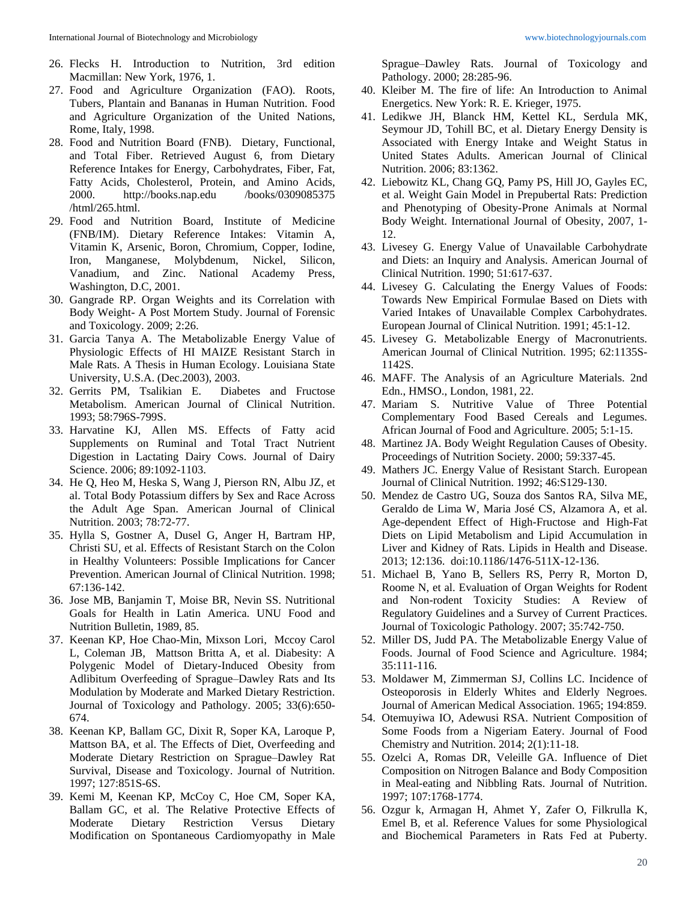26. Flecks H. Introduction to Nutrition, 3rd edition Macmillan: New York, 1976, 1.
27. Food and Agriculture Organization (FAO). Roots, Tubers, Plantain and Bananas in Human Nutrition. Food and Agriculture Organization of the United Nations, Rome, Italy, 1998.
28. Food and Nutrition Board (FNB). Dietary, Functional, and Total Fiber. Retrieved August 6, from Dietary Reference Intakes for Energy, Carbohydrates, Fiber, Fat, Fatty Acids, Cholesterol, Protein, and Amino Acids, 2000. http://books.nap.edu /books/0309085375 /html/265.html.
29. Food and Nutrition Board, Institute of Medicine (FNB/IM). Dietary Reference Intakes: Vitamin A, Vitamin K, Arsenic, Boron, Chromium, Copper, Iodine, Iron, Manganese, Molybdenum, Nickel, Silicon, Vanadium, and Zinc. National Academy Press, Washington, D.C, 2001.
30. Gangrade RP. Organ Weights and its Correlation with Body Weight- A Post Mortem Study. Journal of Forensic and Toxicology. 2009; 2:26.
31. Garcia Tanya A. The Metabolizable Energy Value of Physiologic Effects of HI MAIZE Resistant Starch in Male Rats. A Thesis in Human Ecology. Louisiana State University, U.S.A. (Dec.2003), 2003.
32. Gerrits PM, Tsalikian E. Diabetes and Fructose Metabolism. American Journal of Clinical Nutrition. 1993; 58:796S-799S.
33. Harvatine KJ, Allen MS. Effects of Fatty acid Supplements on Ruminal and Total Tract Nutrient Digestion in Lactating Dairy Cows. Journal of Dairy Science. 2006; 89:1092-1103.
34. He Q, Heo M, Heska S, Wang J, Pierson RN, Albu JZ, et al. Total Body Potassium differs by Sex and Race Across the Adult Age Span. American Journal of Clinical Nutrition. 2003; 78:72-77.
35. Hylla S, Gostner A, Dusel G, Anger H, Bartram HP, Christi SU, et al. Effects of Resistant Starch on the Colon in Healthy Volunteers: Possible Implications for Cancer Prevention. American Journal of Clinical Nutrition. 1998; 67:136-142.
36. Jose MB, Banjamin T, Moise BR, Nevin SS. Nutritional Goals for Health in Latin America. UNU Food and Nutrition Bulletin, 1989, 85.
37. Keenan KP, Hoe Chao-Min, Mixson Lori, Mccoy Carol L, Coleman JB, Mattson Britta A, et al. Diabesity: A Polygenic Model of Dietary-Induced Obesity from Adlibitum Overfeeding of Sprague–Dawley Rats and Its Modulation by Moderate and Marked Dietary Restriction. Journal of Toxicology and Pathology. 2005; 33(6):650-674.
38. Keenan KP, Ballam GC, Dixit R, Soper KA, Laroque P, Mattson BA, et al. The Effects of Diet, Overfeeding and Moderate Dietary Restriction on Sprague–Dawley Rat Survival, Disease and Toxicology. Journal of Nutrition. 1997; 127:851S-6S.
39. Kemi M, Keenan KP, McCoy C, Hoe CM, Soper KA, Ballam GC, et al. The Relative Protective Effects of Moderate Dietary Restriction Versus Dietary Modification on Spontaneous Cardiomyopathy in Male Sprague–Dawley Rats. Journal of Toxicology and Pathology. 2000; 28:285-96.
40. Kleiber M. The fire of life: An Introduction to Animal Energetics. New York: R. E. Krieger, 1975.
41. Ledikwe JH, Blanck HM, Kettel KL, Serdula MK, Seymour JD, Tohill BC, et al. Dietary Energy Density is Associated with Energy Intake and Weight Status in United States Adults. American Journal of Clinical Nutrition. 2006; 83:1362.
42. Liebowitz KL, Chang GQ, Pamy PS, Hill JO, Gayles EC, et al. Weight Gain Model in Prepubertal Rats: Prediction and Phenotyping of Obesity-Prone Animals at Normal Body Weight. International Journal of Obesity, 2007, 1-12.
43. Livesey G. Energy Value of Unavailable Carbohydrate and Diets: an Inquiry and Analysis. American Journal of Clinical Nutrition. 1990; 51:617-637.
44. Livesey G. Calculating the Energy Values of Foods: Towards New Empirical Formulae Based on Diets with Varied Intakes of Unavailable Complex Carbohydrates. European Journal of Clinical Nutrition. 1991; 45:1-12.
45. Livesey G. Metabolizable Energy of Macronutrients. American Journal of Clinical Nutrition. 1995; 62:1135S-1142S.
46. MAFF. The Analysis of an Agriculture Materials. 2nd Edn., HMSO., London, 1981, 22.
47. Mariam S. Nutritive Value of Three Potential Complementary Food Based Cereals and Legumes. African Journal of Food and Agriculture. 2005; 5:1-15.
48. Martinez JA. Body Weight Regulation Causes of Obesity. Proceedings of Nutrition Society. 2000; 59:337-45.
49. Mathers JC. Energy Value of Resistant Starch. European Journal of Clinical Nutrition. 1992; 46:S129-130.
50. Mendez de Castro UG, Souza dos Santos RA, Silva ME, Geraldo de Lima W, Maria José CS, Alzamora A, et al. Age-dependent Effect of High-Fructose and High-Fat Diets on Lipid Metabolism and Lipid Accumulation in Liver and Kidney of Rats. Lipids in Health and Disease. 2013; 12:136. doi:10.1186/1476-511X-12-136.
51. Michael B, Yano B, Sellers RS, Perry R, Morton D, Roome N, et al. Evaluation of Organ Weights for Rodent and Non-rodent Toxicity Studies: A Review of Regulatory Guidelines and a Survey of Current Practices. Journal of Toxicologic Pathology. 2007; 35:742-750.
52. Miller DS, Judd PA. The Metabolizable Energy Value of Foods. Journal of Food Science and Agriculture. 1984; 35:111-116.
53. Moldawer M, Zimmerman SJ, Collins LC. Incidence of Osteoporosis in Elderly Whites and Elderly Negroes. Journal of American Medical Association. 1965; 194:859.
54. Otemuyiwa IO, Adewusi RSA. Nutrient Composition of Some Foods from a Nigeriam Eatery. Journal of Food Chemistry and Nutrition. 2014; 2(1):11-18.
55. Ozelci A, Romas DR, Veleille GA. Influence of Diet Composition on Nitrogen Balance and Body Composition in Meal-eating and Nibbling Rats. Journal of Nutrition. 1997; 107:1768-1774.
56. Ozgur k, Armagan H, Ahmet Y, Zafer O, Filkrulla K, Emel B, et al. Reference Values for some Physiological and Biochemical Parameters in Rats Fed at Puberty.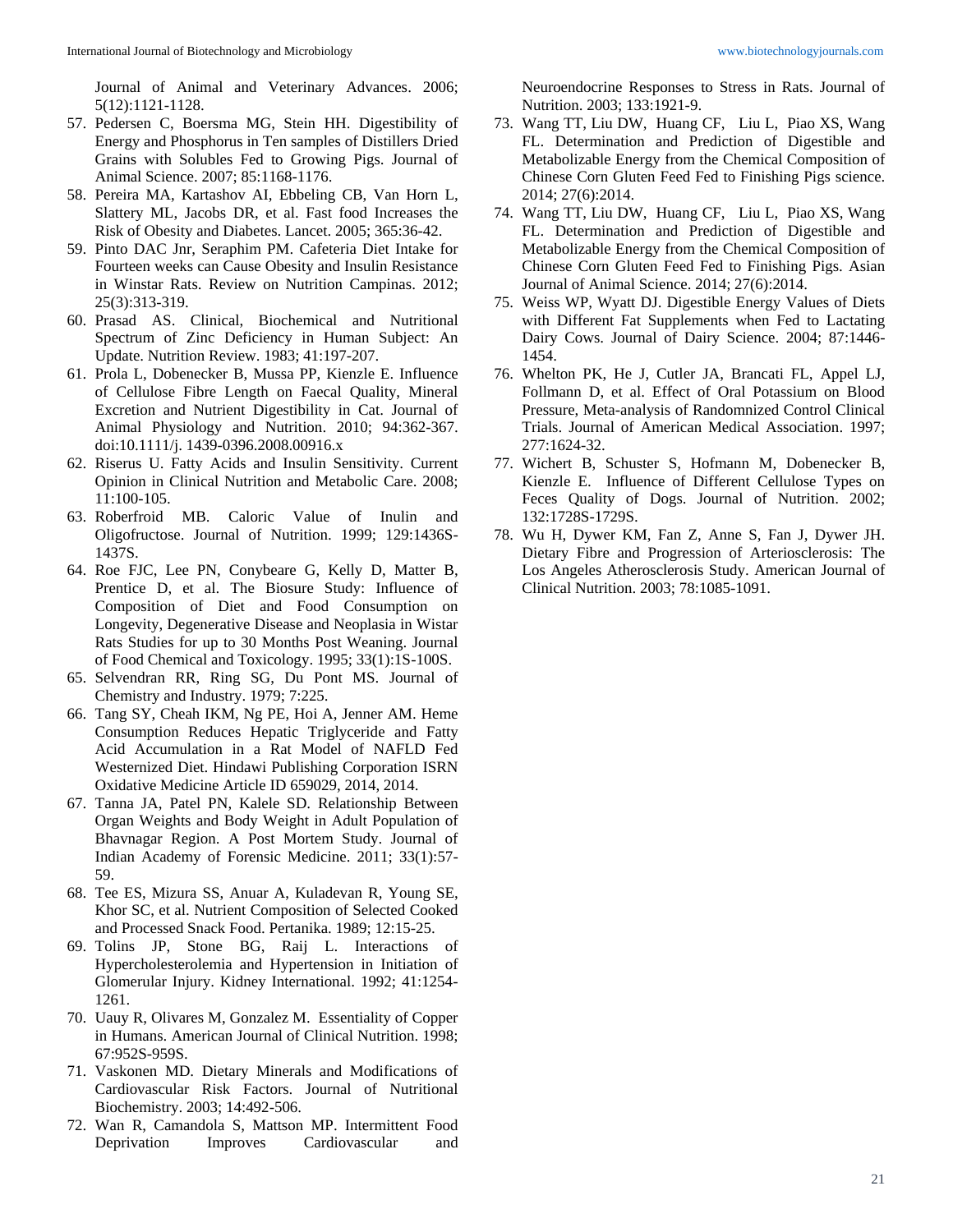Journal of Animal and Veterinary Advances. 2006; 5(12):1121-1128.

57. Pedersen C, Boersma MG, Stein HH. Digestibility of Energy and Phosphorus in Ten samples of Distillers Dried Grains with Solubles Fed to Growing Pigs. Journal of Animal Science. 2007; 85:1168-1176.
58. Pereira MA, Kartashov AI, Ebbeling CB, Van Horn L, Slattery ML, Jacobs DR, et al. Fast food Increases the Risk of Obesity and Diabetes. Lancet. 2005; 365:36-42.
59. Pinto DAC Jnr, Seraphim PM. Cafeteria Diet Intake for Fourteen weeks can Cause Obesity and Insulin Resistance in Winstar Rats. Review on Nutrition Campinas. 2012; 25(3):313-319.
60. Prasad AS. Clinical, Biochemical and Nutritional Spectrum of Zinc Deficiency in Human Subject: An Update. Nutrition Review. 1983; 41:197-207.
61. Prola L, Dobenecker B, Mussa PP, Kienzle E. Influence of Cellulose Fibre Length on Faecal Quality, Mineral Excretion and Nutrient Digestibility in Cat. Journal of Animal Physiology and Nutrition. 2010; 94:362-367. doi:10.1111/j. 1439-0396.2008.00916.x
62. Riserus U. Fatty Acids and Insulin Sensitivity. Current Opinion in Clinical Nutrition and Metabolic Care. 2008; 11:100-105.
63. Roberfroid MB. Caloric Value of Inulin and Oligofructose. Journal of Nutrition. 1999; 129:1436S-1437S.
64. Roe FJC, Lee PN, Conybeare G, Kelly D, Matter B, Prentice D, et al. The Biosure Study: Influence of Composition of Diet and Food Consumption on Longevity, Degenerative Disease and Neoplasia in Wistar Rats Studies for up to 30 Months Post Weaning. Journal of Food Chemical and Toxicology. 1995; 33(1):1S-100S.
65. Selvendran RR, Ring SG, Du Pont MS. Journal of Chemistry and Industry. 1979; 7:225.
66. Tang SY, Cheah IKM, Ng PE, Hoi A, Jenner AM. Heme Consumption Reduces Hepatic Triglyceride and Fatty Acid Accumulation in a Rat Model of NAFLD Fed Westernized Diet. Hindawi Publishing Corporation ISRN Oxidative Medicine Article ID 659029, 2014, 2014.
67. Tanna JA, Patel PN, Kalele SD. Relationship Between Organ Weights and Body Weight in Adult Population of Bhavnagar Region. A Post Mortem Study. Journal of Indian Academy of Forensic Medicine. 2011; 33(1):57-59.
68. Tee ES, Mizura SS, Anuar A, Kuladevan R, Young SE, Khor SC, et al. Nutrient Composition of Selected Cooked and Processed Snack Food. Pertanika. 1989; 12:15-25.
69. Tolins JP, Stone BG, Raij L. Interactions of Hypercholesterolemia and Hypertension in Initiation of Glomerular Injury. Kidney International. 1992; 41:1254-1261.
70. Uauy R, Olivares M, Gonzalez M. Essentiality of Copper in Humans. American Journal of Clinical Nutrition. 1998; 67:952S-959S.
71. Vaskonen MD. Dietary Minerals and Modifications of Cardiovascular Risk Factors. Journal of Nutritional Biochemistry. 2003; 14:492-506.
72. Wan R, Camandola S, Mattson MP. Intermittent Food Deprivation Improves Cardiovascular and Neuroendocrine Responses to Stress in Rats. Journal of Nutrition. 2003; 133:1921-9.
73. Wang TT, Liu DW, Huang CF, Liu L, Piao XS, Wang FL. Determination and Prediction of Digestible and Metabolizable Energy from the Chemical Composition of Chinese Corn Gluten Feed Fed to Finishing Pigs science. 2014; 27(6):2014.
74. Wang TT, Liu DW, Huang CF, Liu L, Piao XS, Wang FL. Determination and Prediction of Digestible and Metabolizable Energy from the Chemical Composition of Chinese Corn Gluten Feed Fed to Finishing Pigs. Asian Journal of Animal Science. 2014; 27(6):2014.
75. Weiss WP, Wyatt DJ. Digestible Energy Values of Diets with Different Fat Supplements when Fed to Lactating Dairy Cows. Journal of Dairy Science. 2004; 87:1446-1454.
76. Whelton PK, He J, Cutler JA, Brancati FL, Appel LJ, Follmann D, et al. Effect of Oral Potassium on Blood Pressure, Meta-analysis of Randomnized Control Clinical Trials. Journal of American Medical Association. 1997; 277:1624-32.
77. Wichert B, Schuster S, Hofmann M, Dobenecker B, Kienzle E. Influence of Different Cellulose Types on Feces Quality of Dogs. Journal of Nutrition. 2002; 132:1728S-1729S.
78. Wu H, Dywer KM, Fan Z, Anne S, Fan J, Dywer JH. Dietary Fibre and Progression of Arteriosclerosis: The Los Angeles Atherosclerosis Study. American Journal of Clinical Nutrition. 2003; 78:1085-1091.